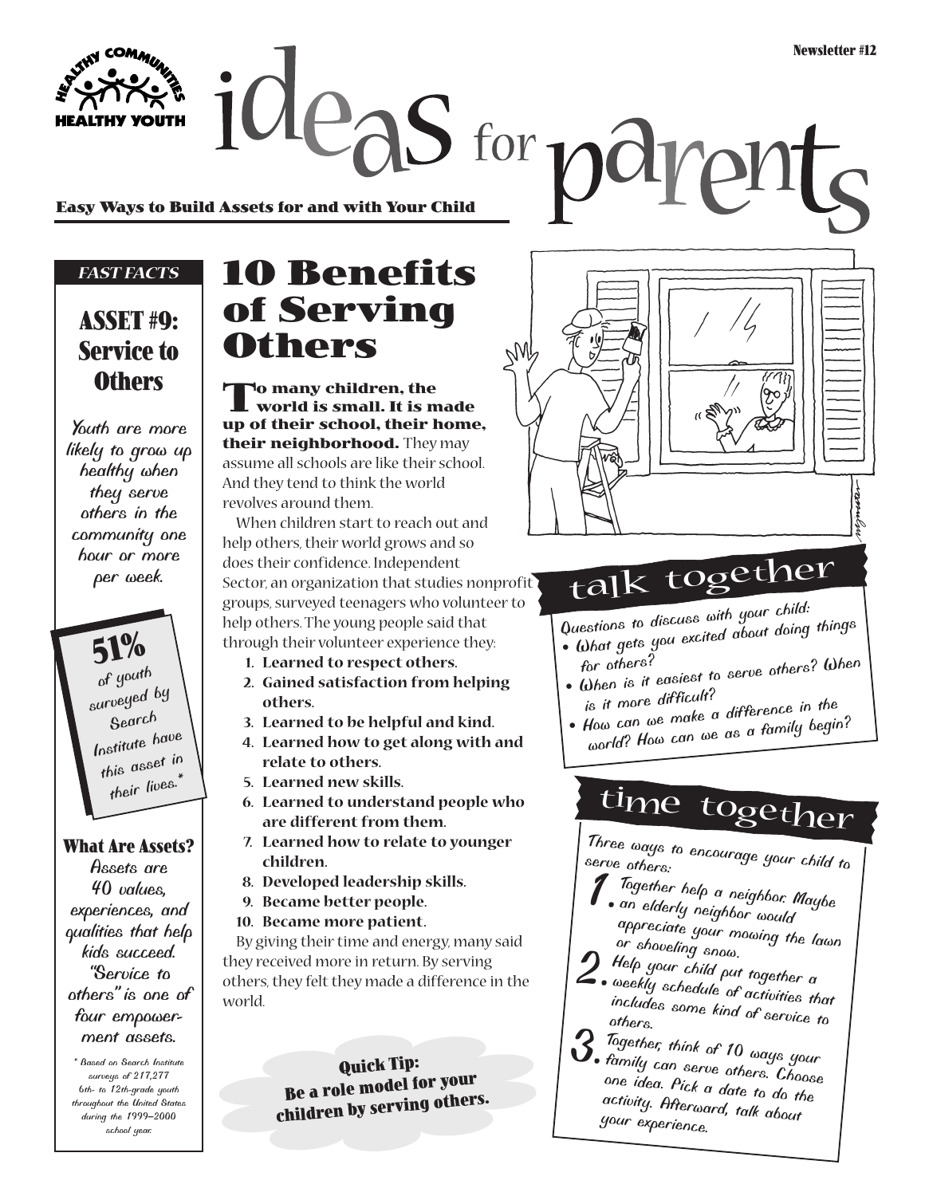Newsletter #12

# ideas for parents

**Easy Ways to Build Assets for and with Your Child**

*FAST FACTS*

## ASSET #9: Service to Others

*Youth are more likely to grow up healthy when they serve others in the community one hour or more per week.*

**51%** *of youth surveyed by Search Institute have this asset in their lives.**

### What Are Assets?

*Assets are 40 values, experiences, and qualities that help kids succeed. "Service to others" is one of four empowerment assets.*

*\* Based on Search Institute surveys of 217,277 6th- to 12th-grade youth throughout the United States during the 1999–2000 school year.*

# 10 Benefits of Serving Others

**To many children, the world is small. It is made up of their school, their home, their neighborhood.** They may assume all schools are like their school. And they tend to think the world revolves around them.

When children start to reach out and help others, their world grows and so does their confidence. Independent Sector, an organization that studies nonprofit groups, surveyed teenagers who volunteer to help others. The young people said that through their volunteer experience they:

1. **Learned to respect others.**
2. **Gained satisfaction from helping others.**
3. **Learned to be helpful and kind.**
4. **Learned how to get along with and relate to others.**
5. **Learned new skills.**
6. **Learned to understand people who are different from them.**
7. **Learned how to relate to younger children.**
8. **Developed leadership skills.**
9. **Became better people.**
10. **Became more patient.**

By giving their time and energy, many said they received more in return. By serving others, they felt they made a difference in the world.

**Quick Tip: Be a role model for your children by serving others.**

## talk together

*Questions to discuss with your child:*

- *What gets you excited about doing things for others?*
- *When is it easiest to serve others? When is it more difficult?*
- *How can we make a difference in the world? How can we as a family begin?*

## time together

*Three ways to encourage your child to serve others:*

1. *Together help a neighbor. Maybe an elderly neighbor would appreciate your mowing the lawn or shoveling snow.*
2. *Help your child put together a weekly schedule of activities that includes some kind of service to others.*
3. *Together, think of 10 ways your family can serve others. Choose one idea. Pick a date to do the activity. Afterward, talk about your experience.*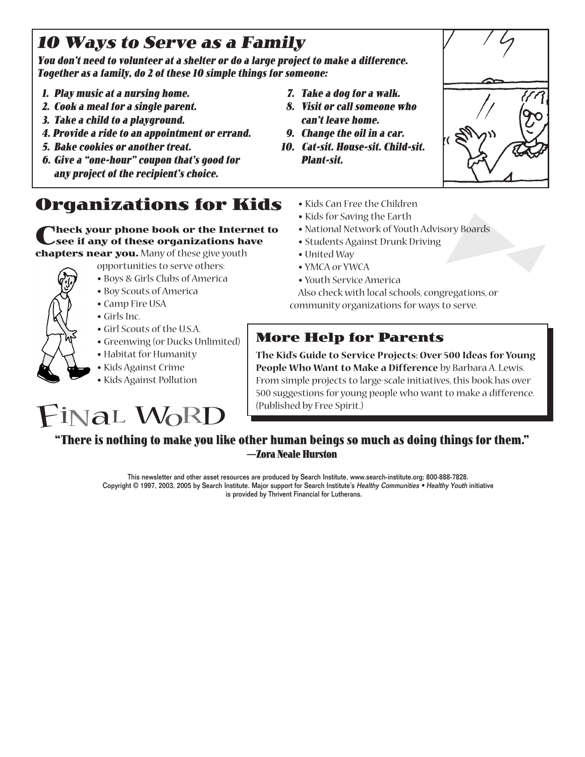## *10 Ways to Serve as a Family*

***You don't need to volunteer at a shelter or do a large project to make a difference. Together as a family, do 2 of these 10 simple things for someone:***

1. ***Play music at a nursing home.***
2. ***Cook a meal for a single parent.***
3. ***Take a child to a playground.***
4. ***Provide a ride to an appointment or errand.***
5. ***Bake cookies or another treat.***
6. ***Give a "one-hour" coupon that's good for any project of the recipient's choice.***
7. ***Take a dog for a walk.***
8. ***Visit or call someone who can't leave home.***
9. ***Change the oil in a car.***
10. ***Cat-sit. House-sit. Child-sit. Plant-sit.***

## Organizations for Kids

**Check your phone book or the Internet to see if any of these organizations have chapters near you.** Many of these give youth opportunities to serve others:

- Boys & Girls Clubs of America
- Boy Scouts of America
- Camp Fire USA
- Girls Inc.
- Girl Scouts of the U.S.A.
- Greenwing (or Ducks Unlimited)
- Habitat for Humanity
- Kids Against Crime
- Kids Against Pollution
- Kids Can Free the Children
- Kids for Saving the Earth
- National Network of Youth Advisory Boards
- Students Against Drunk Driving
- United Way
- YMCA or YWCA
- Youth Service America

Also check with local schools, congregations, or community organizations for ways to serve.

### More Help for Parents

**The Kid's Guide to Service Projects: Over 500 Ideas for Young People Who Want to Make a Difference** by Barbara A. Lewis. From simple projects to large-scale initiatives, this book has over 500 suggestions for young people who want to make a difference. (Published by Free Spirit.)

## Final Word

**"There is nothing to make you like other human beings so much as doing things for them."**
**—Zora Neale Hurston**

This newsletter and other asset resources are produced by Search Institute, www.search-institute.org; 800-888-7828.
Copyright © 1997, 2003, 2005 by Search Institute. Major support for Search Institute's *Healthy Communities • Healthy Youth* initiative is provided by Thrivent Financial for Lutherans.